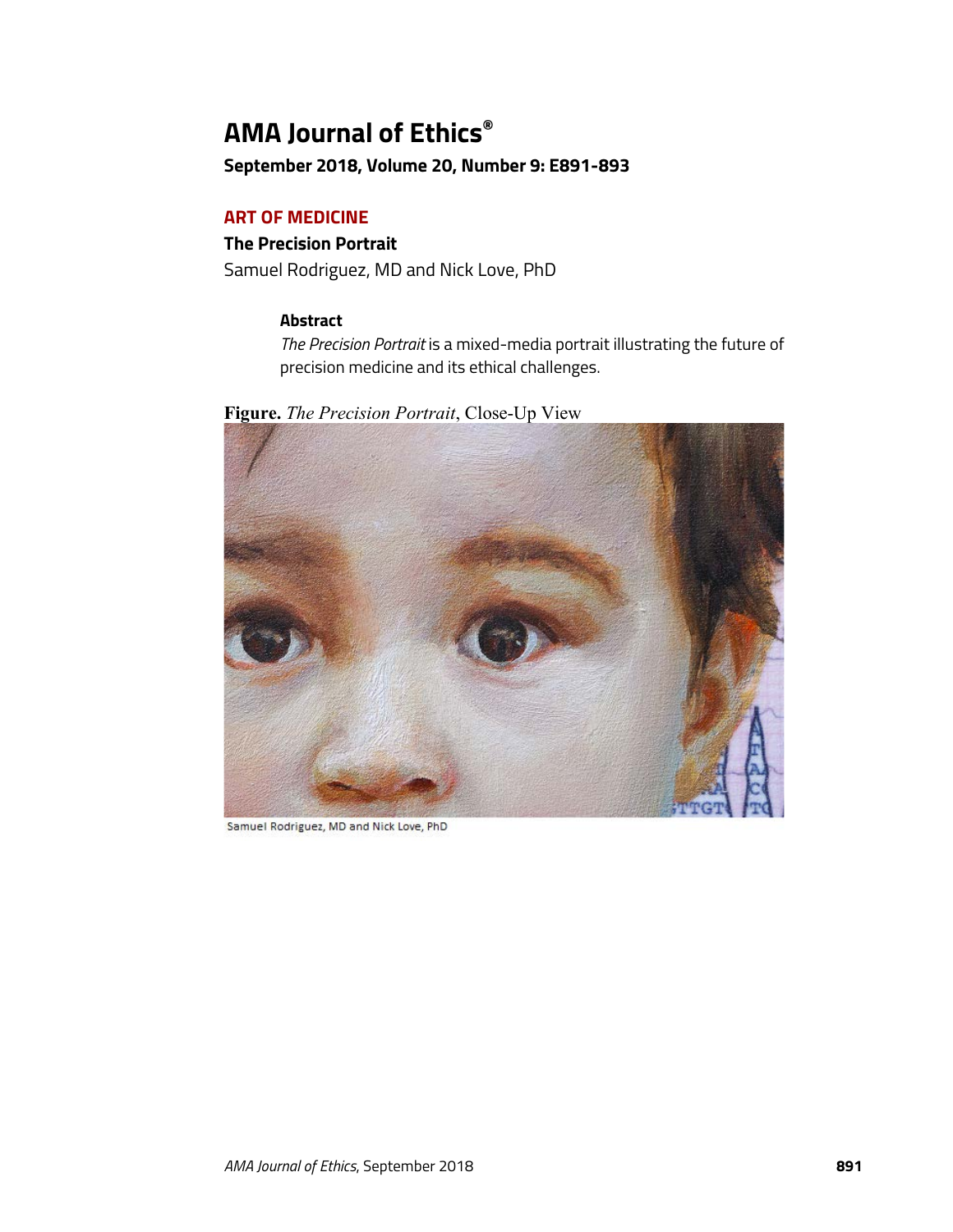# AMA Journal of Ethics®

**September 2018, Volume 20, Number 9: E891-893**

**ART OF MEDICINE**

## The Precision Portrait

Samuel Rodriguez, MD and Nick Love, PhD

### Abstract

*The Precision Portrait* is a mixed-media portrait illustrating the future of precision medicine and its ethical challenges.

**Figure.** *The Precision Portrait*, Close-Up View

Samuel Rodriguez, MD and Nick Love, PhD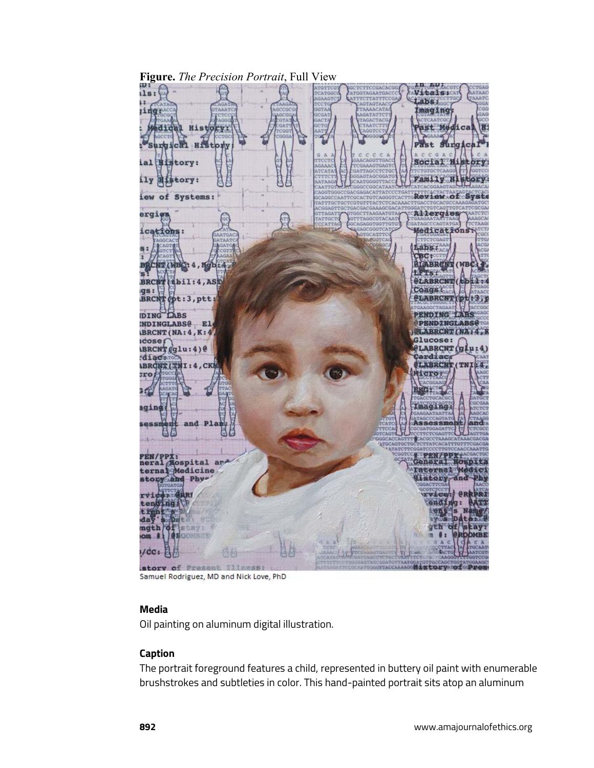**Figure.** *The Precision Portrait*, Full View

Samuel Rodriguez, MD and Nick Love, PhD

### Media

Oil painting on aluminum digital illustration.

### Caption

The portrait foreground features a child, represented in buttery oil paint with enumerable brushstrokes and subtleties in color. This hand-painted portrait sits atop an aluminum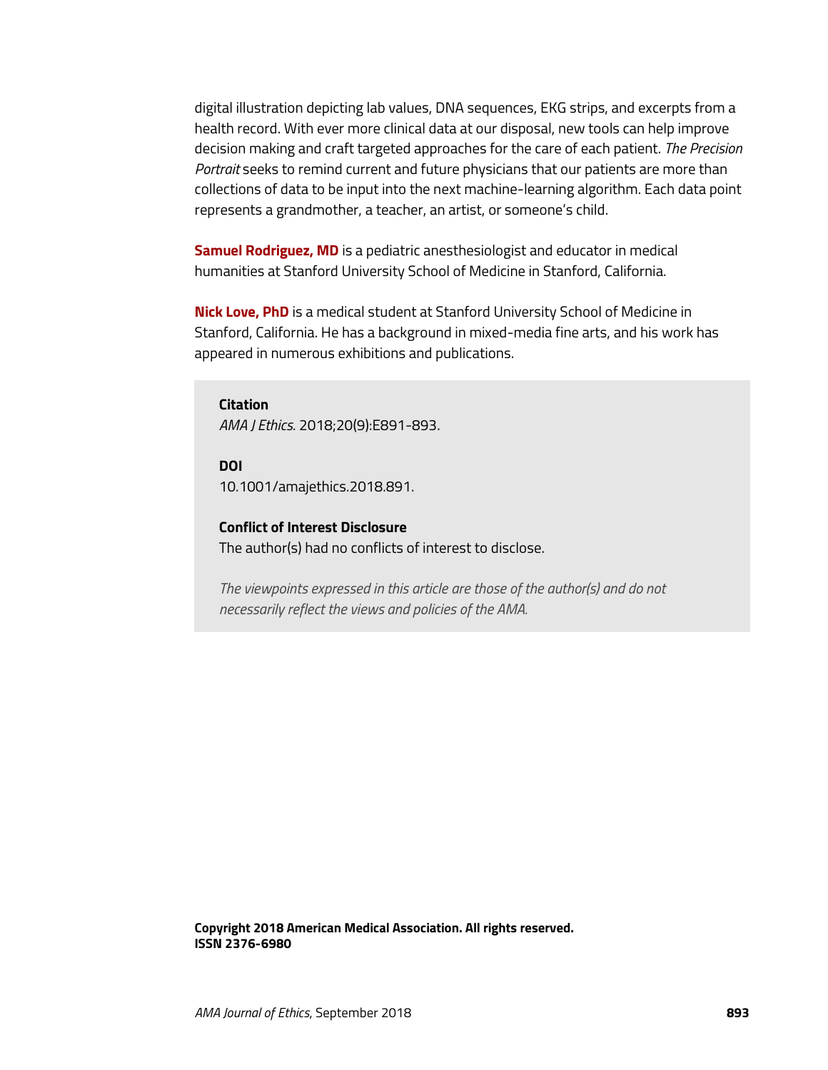digital illustration depicting lab values, DNA sequences, EKG strips, and excerpts from a health record. With ever more clinical data at our disposal, new tools can help improve decision making and craft targeted approaches for the care of each patient. *The Precision Portrait* seeks to remind current and future physicians that our patients are more than collections of data to be input into the next machine-learning algorithm. Each data point represents a grandmother, a teacher, an artist, or someone's child.

**Samuel Rodriguez, MD** is a pediatric anesthesiologist and educator in medical humanities at Stanford University School of Medicine in Stanford, California.

**Nick Love, PhD** is a medical student at Stanford University School of Medicine in Stanford, California. He has a background in mixed-media fine arts, and his work has appeared in numerous exhibitions and publications.

**Citation**
*AMA J Ethics*. 2018;20(9):E891-893.

**DOI**
10.1001/amajethics.2018.891.

**Conflict of Interest Disclosure**
The author(s) had no conflicts of interest to disclose.

*The viewpoints expressed in this article are those of the author(s) and do not necessarily reflect the views and policies of the AMA.*

**Copyright 2018 American Medical Association. All rights reserved.**
**ISSN 2376-6980**